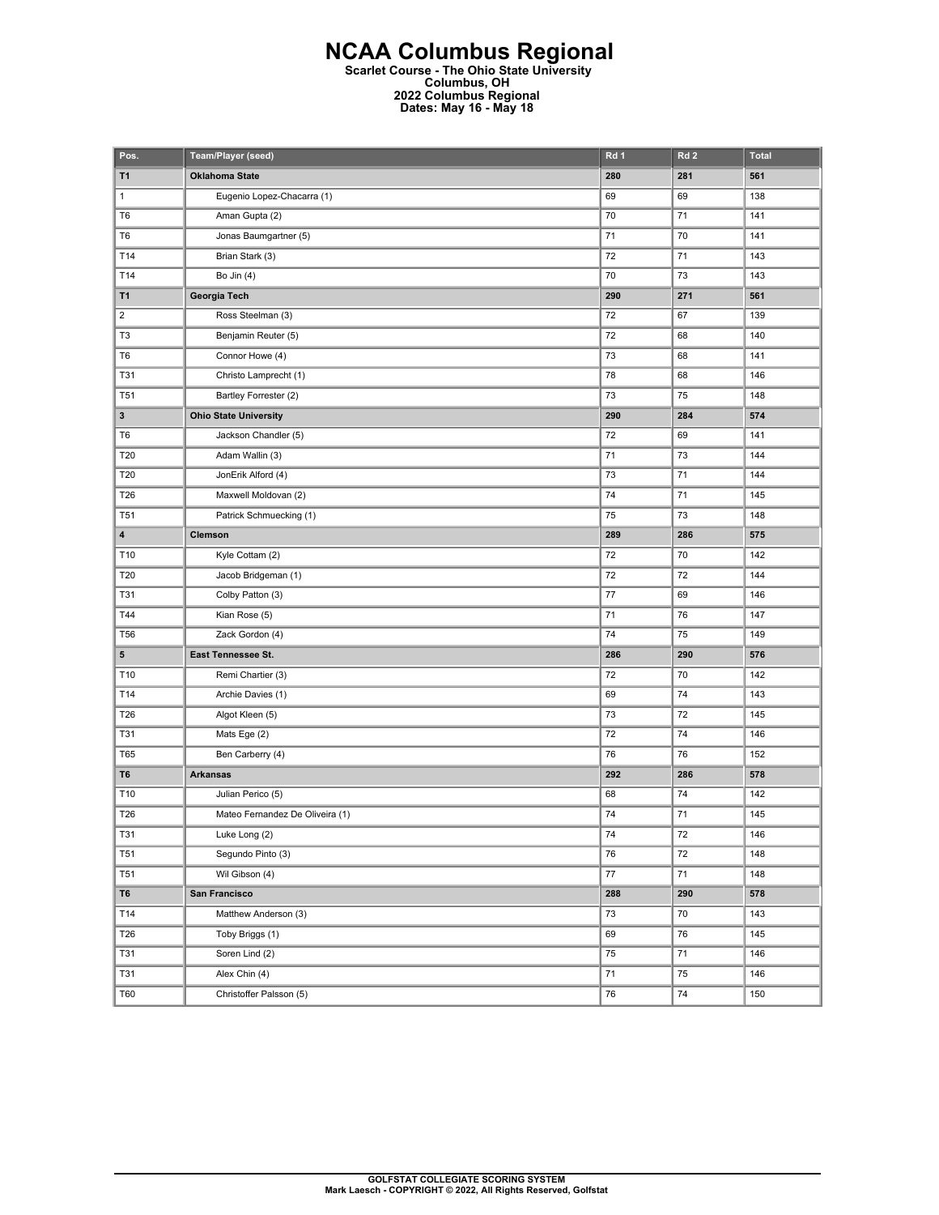# NCAA Columbus Regional

**Scarlet Course - The Ohio State University**
**Columbus, OH**
**2022 Columbus Regional**
**Dates: May 16 - May 18**

| Pos. | Team/Player (seed) | Rd 1 | Rd 2 | Total |
|---|---|---|---|---|
| **T1** | **Oklahoma State** | **280** | **281** | **561** |
| 1 | Eugenio Lopez-Chacarra (1) | 69 | 69 | 138 |
| T6 | Aman Gupta (2) | 70 | 71 | 141 |
| T6 | Jonas Baumgartner (5) | 71 | 70 | 141 |
| T14 | Brian Stark (3) | 72 | 71 | 143 |
| T14 | Bo Jin (4) | 70 | 73 | 143 |
| **T1** | **Georgia Tech** | **290** | **271** | **561** |
| 2 | Ross Steelman (3) | 72 | 67 | 139 |
| T3 | Benjamin Reuter (5) | 72 | 68 | 140 |
| T6 | Connor Howe (4) | 73 | 68 | 141 |
| T31 | Christo Lamprecht (1) | 78 | 68 | 146 |
| T51 | Bartley Forrester (2) | 73 | 75 | 148 |
| **3** | **Ohio State University** | **290** | **284** | **574** |
| T6 | Jackson Chandler (5) | 72 | 69 | 141 |
| T20 | Adam Wallin (3) | 71 | 73 | 144 |
| T20 | JonErik Alford (4) | 73 | 71 | 144 |
| T26 | Maxwell Moldovan (2) | 74 | 71 | 145 |
| T51 | Patrick Schmuecking (1) | 75 | 73 | 148 |
| **4** | **Clemson** | **289** | **286** | **575** |
| T10 | Kyle Cottam (2) | 72 | 70 | 142 |
| T20 | Jacob Bridgeman (1) | 72 | 72 | 144 |
| T31 | Colby Patton (3) | 77 | 69 | 146 |
| T44 | Kian Rose (5) | 71 | 76 | 147 |
| T56 | Zack Gordon (4) | 74 | 75 | 149 |
| **5** | **East Tennessee St.** | **286** | **290** | **576** |
| T10 | Remi Chartier (3) | 72 | 70 | 142 |
| T14 | Archie Davies (1) | 69 | 74 | 143 |
| T26 | Algot Kleen (5) | 73 | 72 | 145 |
| T31 | Mats Ege (2) | 72 | 74 | 146 |
| T65 | Ben Carberry (4) | 76 | 76 | 152 |
| **T6** | **Arkansas** | **292** | **286** | **578** |
| T10 | Julian Perico (5) | 68 | 74 | 142 |
| T26 | Mateo Fernandez De Oliveira (1) | 74 | 71 | 145 |
| T31 | Luke Long (2) | 74 | 72 | 146 |
| T51 | Segundo Pinto (3) | 76 | 72 | 148 |
| T51 | Wil Gibson (4) | 77 | 71 | 148 |
| **T6** | **San Francisco** | **288** | **290** | **578** |
| T14 | Matthew Anderson (3) | 73 | 70 | 143 |
| T26 | Toby Briggs (1) | 69 | 76 | 145 |
| T31 | Soren Lind (2) | 75 | 71 | 146 |
| T31 | Alex Chin (4) | 71 | 75 | 146 |
| T60 | Christoffer Palsson (5) | 76 | 74 | 150 |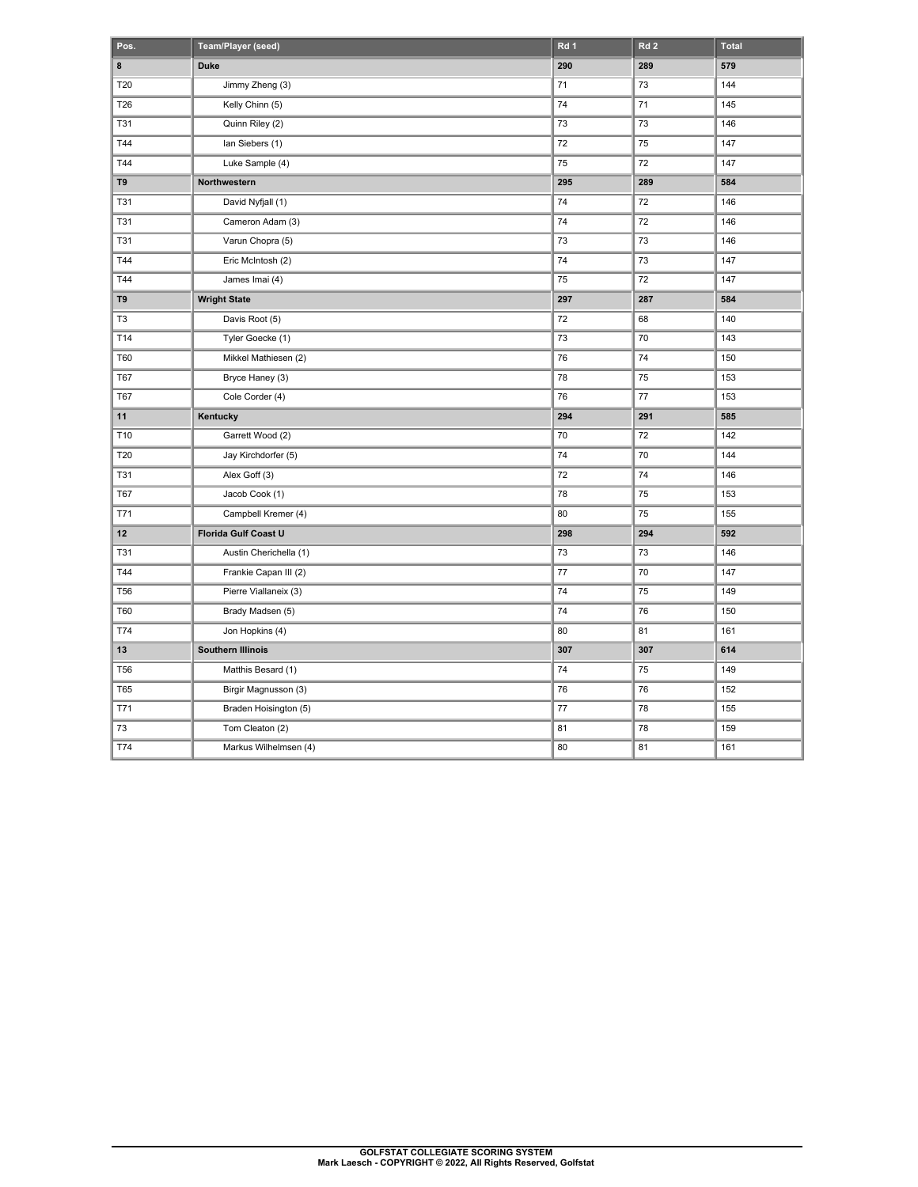| Pos. | Team/Player (seed) | Rd 1 | Rd 2 | Total |
| --- | --- | --- | --- | --- |
| **8** | **Duke** | **290** | **289** | **579** |
| T20 | Jimmy Zheng (3) | 71 | 73 | 144 |
| T26 | Kelly Chinn (5) | 74 | 71 | 145 |
| T31 | Quinn Riley (2) | 73 | 73 | 146 |
| T44 | Ian Siebers (1) | 72 | 75 | 147 |
| T44 | Luke Sample (4) | 75 | 72 | 147 |
| **T9** | **Northwestern** | **295** | **289** | **584** |
| T31 | David Nyfjall (1) | 74 | 72 | 146 |
| T31 | Cameron Adam (3) | 74 | 72 | 146 |
| T31 | Varun Chopra (5) | 73 | 73 | 146 |
| T44 | Eric McIntosh (2) | 74 | 73 | 147 |
| T44 | James Imai (4) | 75 | 72 | 147 |
| **T9** | **Wright State** | **297** | **287** | **584** |
| T3 | Davis Root (5) | 72 | 68 | 140 |
| T14 | Tyler Goecke (1) | 73 | 70 | 143 |
| T60 | Mikkel Mathiesen (2) | 76 | 74 | 150 |
| T67 | Bryce Haney (3) | 78 | 75 | 153 |
| T67 | Cole Corder (4) | 76 | 77 | 153 |
| **11** | **Kentucky** | **294** | **291** | **585** |
| T10 | Garrett Wood (2) | 70 | 72 | 142 |
| T20 | Jay Kirchdorfer (5) | 74 | 70 | 144 |
| T31 | Alex Goff (3) | 72 | 74 | 146 |
| T67 | Jacob Cook (1) | 78 | 75 | 153 |
| T71 | Campbell Kremer (4) | 80 | 75 | 155 |
| **12** | **Florida Gulf Coast U** | **298** | **294** | **592** |
| T31 | Austin Cherichella (1) | 73 | 73 | 146 |
| T44 | Frankie Capan III (2) | 77 | 70 | 147 |
| T56 | Pierre Viallaneix (3) | 74 | 75 | 149 |
| T60 | Brady Madsen (5) | 74 | 76 | 150 |
| T74 | Jon Hopkins (4) | 80 | 81 | 161 |
| **13** | **Southern Illinois** | **307** | **307** | **614** |
| T56 | Matthis Besard (1) | 74 | 75 | 149 |
| T65 | Birgir Magnusson (3) | 76 | 76 | 152 |
| T71 | Braden Hoisington (5) | 77 | 78 | 155 |
| 73 | Tom Cleaton (2) | 81 | 78 | 159 |
| T74 | Markus Wilhelmsen (4) | 80 | 81 | 161 |

GOLFSTAT COLLEGIATE SCORING SYSTEM
Mark Laesch - COPYRIGHT © 2022, All Rights Reserved, Golfstat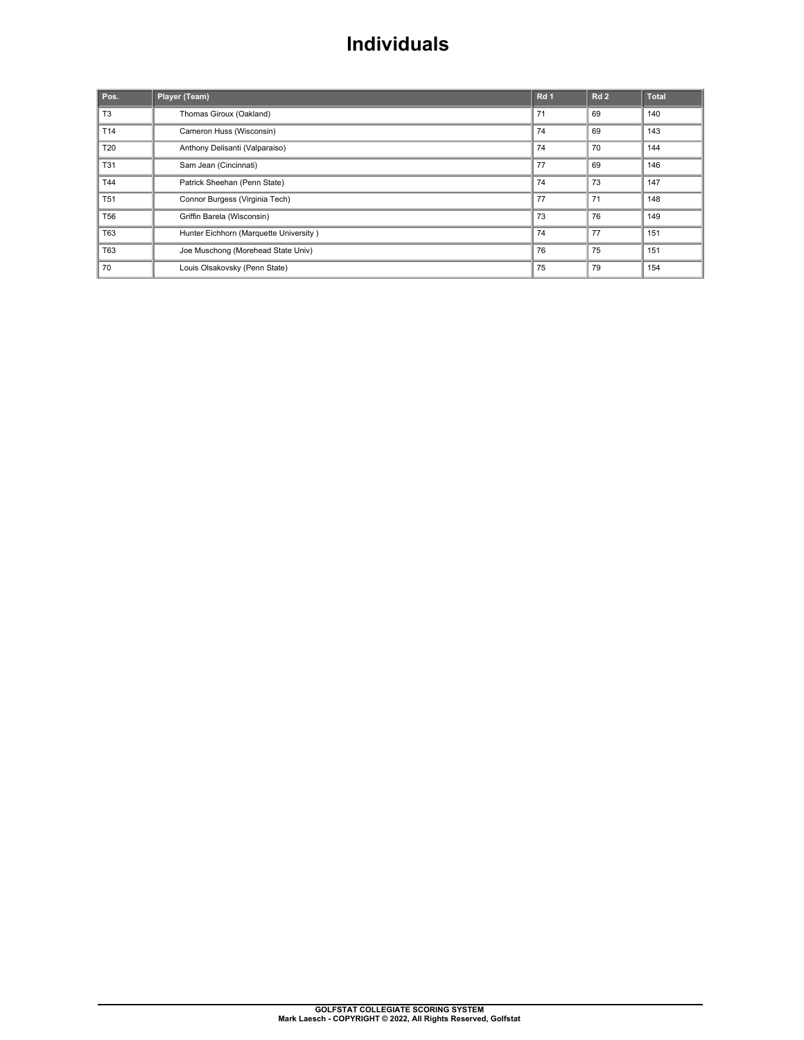# Individuals

| Pos. | Player (Team) | Rd 1 | Rd 2 | Total |
|---|---|---|---|---|
| T3 | Thomas Giroux (Oakland) | 71 | 69 | 140 |
| T14 | Cameron Huss (Wisconsin) | 74 | 69 | 143 |
| T20 | Anthony Delisanti (Valparaiso) | 74 | 70 | 144 |
| T31 | Sam Jean (Cincinnati) | 77 | 69 | 146 |
| T44 | Patrick Sheehan (Penn State) | 74 | 73 | 147 |
| T51 | Connor Burgess (Virginia Tech) | 77 | 71 | 148 |
| T56 | Griffin Barela (Wisconsin) | 73 | 76 | 149 |
| T63 | Hunter Eichhorn (Marquette University ) | 74 | 77 | 151 |
| T63 | Joe Muschong (Morehead State Univ) | 76 | 75 | 151 |
| 70 | Louis Olsakovsky (Penn State) | 75 | 79 | 154 |

GOLFSTAT COLLEGIATE SCORING SYSTEM
Mark Laesch - COPYRIGHT © 2022, All Rights Reserved, Golfstat